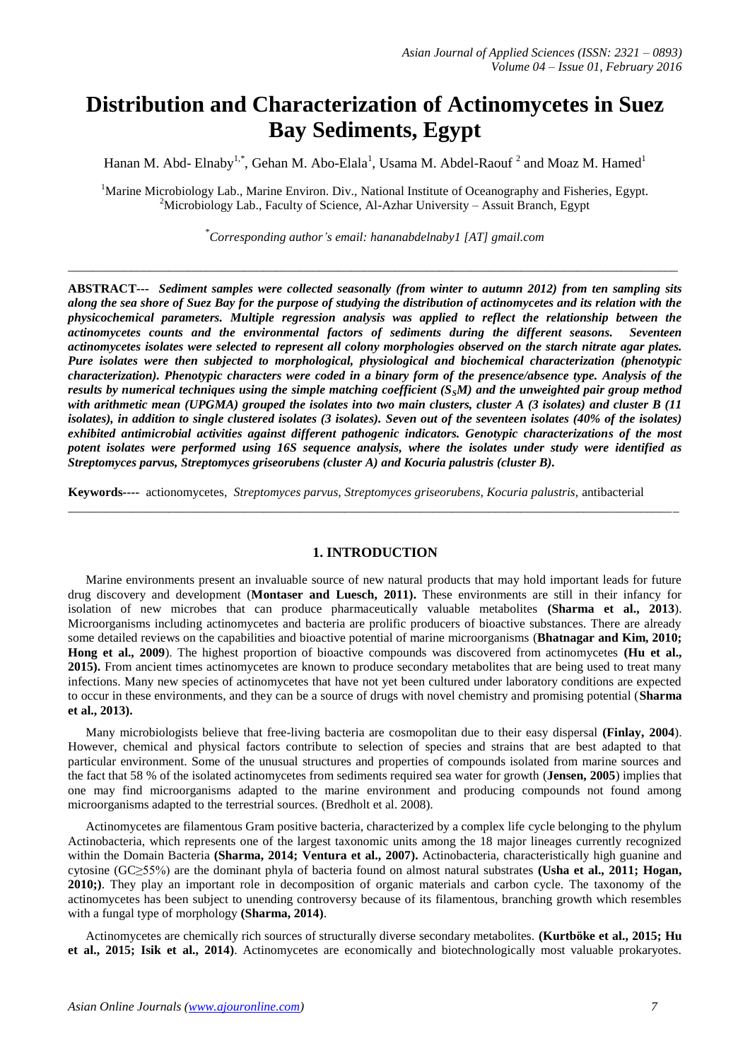# Distribution and Characterization of Actinomycetes in Suez Bay Sediments, Egypt

Hanan M. Abd- Elnaby[1,*], Gehan M. Abo-Elala[1], Usama M. Abdel-Raouf [2] and Moaz M. Hamed[1]

[1]Marine Microbiology Lab., Marine Environ. Div., National Institute of Oceanography and Fisheries, Egypt.
[2]Microbiology Lab., Faculty of Science, Al-Azhar University – Assuit Branch, Egypt

*Corresponding author's email: hananabdelnaby1 [AT] gmail.com

---

**ABSTRACT---** ***Sediment samples were collected seasonally (from winter to autumn 2012) from ten sampling sits along the sea shore of Suez Bay for the purpose of studying the distribution of actinomycetes and its relation with the physicochemical parameters. Multiple regression analysis was applied to reflect the relationship between the actinomycetes counts and the environmental factors of sediments during the different seasons. Seventeen actinomycetes isolates were selected to represent all colony morphologies observed on the starch nitrate agar plates. Pure isolates were then subjected to morphological, physiological and biochemical characterization (phenotypic characterization). Phenotypic characters were coded in a binary form of the presence/absence type. Analysis of the results by numerical techniques using the simple matching coefficient ($S_SM$) and the unweighted pair group method with arithmetic mean (UPGMA) grouped the isolates into two main clusters, cluster A (3 isolates) and cluster B (11 isolates), in addition to single clustered isolates (3 isolates). Seven out of the seventeen isolates (40% of the isolates) exhibited antimicrobial activities against different pathogenic indicators. Genotypic characterizations of the most potent isolates were performed using 16S sequence analysis, where the isolates under study were identified as Streptomyces parvus, Streptomyces griseorubens (cluster A) and Kocuria palustris (cluster B).***

**Keywords----** actionomycetes, *Streptomyces parvus, Streptomyces griseorubens, Kocuria palustris,* antibacterial

---

## 1. INTRODUCTION

Marine environments present an invaluable source of new natural products that may hold important leads for future drug discovery and development (**Montaser and Luesch, 2011).** These environments are still in their infancy for isolation of new microbes that can produce pharmaceutically valuable metabolites **(Sharma et al., 2013**). Microorganisms including actinomycetes and bacteria are prolific producers of bioactive substances. There are already some detailed reviews on the capabilities and bioactive potential of marine microorganisms (**Bhatnagar and Kim, 2010; Hong et al., 2009**). The highest proportion of bioactive compounds was discovered from actinomycetes **(Hu et al., 2015).** From ancient times actinomycetes are known to produce secondary metabolites that are being used to treat many infections. Many new species of actinomycetes that have not yet been cultured under laboratory conditions are expected to occur in these environments, and they can be a source of drugs with novel chemistry and promising potential (**Sharma et al., 2013).**

Many microbiologists believe that free-living bacteria are cosmopolitan due to their easy dispersal **(Finlay, 2004**). However, chemical and physical factors contribute to selection of species and strains that are best adapted to that particular environment. Some of the unusual structures and properties of compounds isolated from marine sources and the fact that 58 % of the isolated actinomycetes from sediments required sea water for growth (**Jensen, 2005**) implies that one may find microorganisms adapted to the marine environment and producing compounds not found among microorganisms adapted to the terrestrial sources. (Bredholt et al. 2008).

Actinomycetes are filamentous Gram positive bacteria, characterized by a complex life cycle belonging to the phylum Actinobacteria, which represents one of the largest taxonomic units among the 18 major lineages currently recognized within the Domain Bacteria **(Sharma, 2014; Ventura et al., 2007).** Actinobacteria, characteristically high guanine and cytosine (GC≥55%) are the dominant phyla of bacteria found on almost natural substrates **(Usha et al., 2011; Hogan, 2010;)**. They play an important role in decomposition of organic materials and carbon cycle. The taxonomy of the actinomycetes has been subject to unending controversy because of its filamentous, branching growth which resembles with a fungal type of morphology **(Sharma, 2014)**.

Actinomycetes are chemically rich sources of structurally diverse secondary metabolites. **(Kurtböke et al., 2015; Hu et al., 2015; Isik et al., 2014)**. Actinomycetes are economically and biotechnologically most valuable prokaryotes.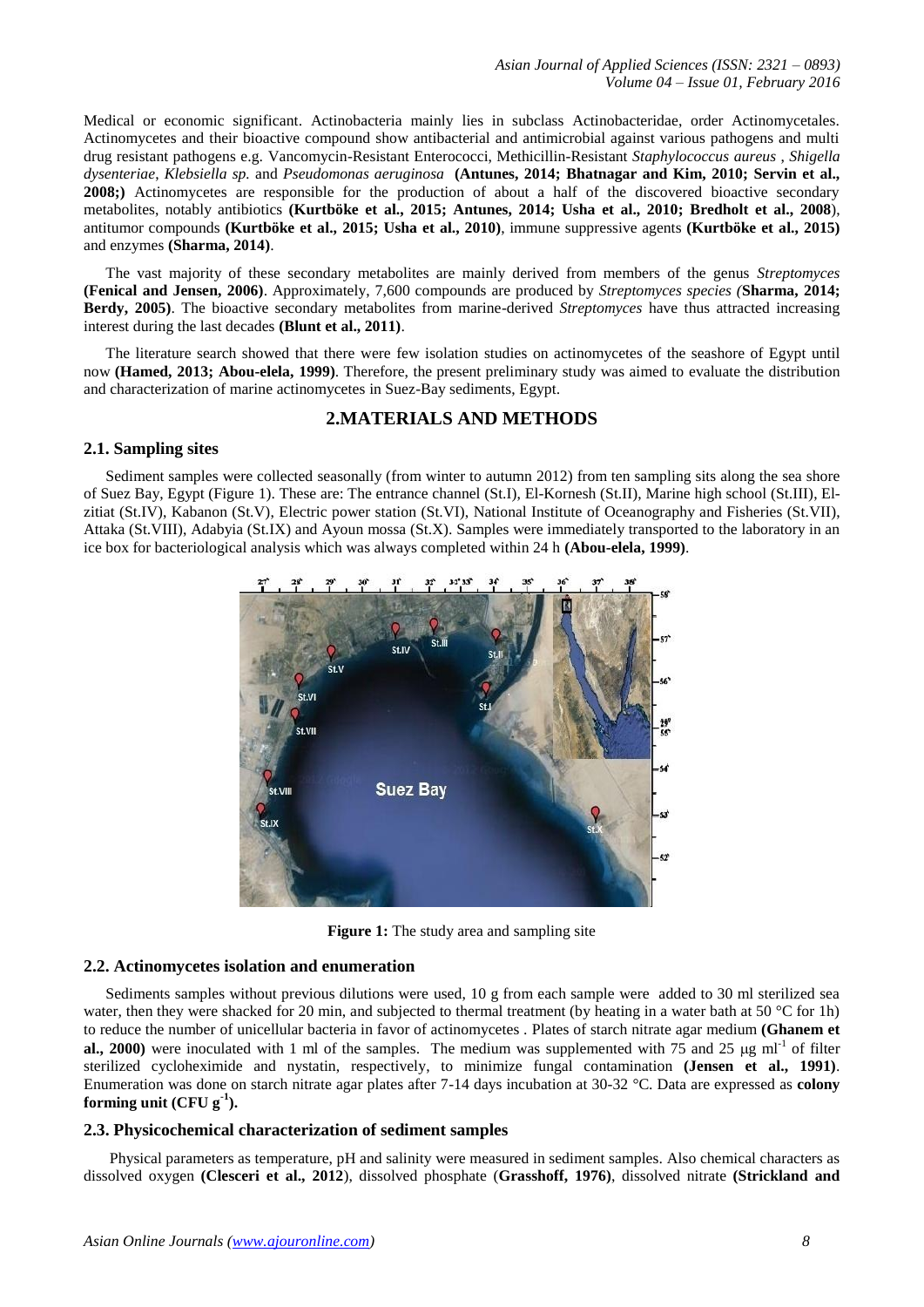Medical or economic significant. Actinobacteria mainly lies in subclass Actinobacteridae, order Actinomycetales. Actinomycetes and their bioactive compound show antibacterial and antimicrobial against various pathogens and multi drug resistant pathogens e.g. Vancomycin-Resistant Enterococci, Methicillin-Resistant *Staphylococcus aureus* , *Shigella dysenteriae*, *Klebsiella sp.* and *Pseudomonas aeruginosa* **(Antunes, 2014; Bhatnagar and Kim, 2010; Servin et al., 2008;)** Actinomycetes are responsible for the production of about a half of the discovered bioactive secondary metabolites, notably antibiotics **(Kurtböke et al., 2015; Antunes, 2014; Usha et al., 2010; Bredholt et al., 2008**), antitumor compounds **(Kurtböke et al., 2015; Usha et al., 2010)**, immune suppressive agents **(Kurtböke et al., 2015)** and enzymes **(Sharma, 2014)**.

The vast majority of these secondary metabolites are mainly derived from members of the genus *Streptomyces* **(Fenical and Jensen, 2006)**. Approximately, 7,600 compounds are produced by *Streptomyces species (***Sharma, 2014; Berdy, 2005)**. The bioactive secondary metabolites from marine-derived *Streptomyces* have thus attracted increasing interest during the last decades **(Blunt et al., 2011)**.

The literature search showed that there were few isolation studies on actinomycetes of the seashore of Egypt until now **(Hamed, 2013; Abou-elela, 1999)**. Therefore, the present preliminary study was aimed to evaluate the distribution and characterization of marine actinomycetes in Suez-Bay sediments, Egypt.

## 2.MATERIALS AND METHODS

### 2.1. Sampling sites

Sediment samples were collected seasonally (from winter to autumn 2012) from ten sampling sits along the sea shore of Suez Bay, Egypt (Figure 1). These are: The entrance channel (St.I), El-Kornesh (St.II), Marine high school (St.III), El-zitiat (St.IV), Kabanon (St.V), Electric power station (St.VI), National Institute of Oceanography and Fisheries (St.VII), Attaka (St.VIII), Adabyia (St.IX) and Ayoun mossa (St.X). Samples were immediately transported to the laboratory in an ice box for bacteriological analysis which was always completed within 24 h **(Abou-elela, 1999)**.

**Figure 1:** The study area and sampling site

### 2.2. Actinomycetes isolation and enumeration

Sediments samples without previous dilutions were used, 10 g from each sample were added to 30 ml sterilized sea water, then they were shacked for 20 min, and subjected to thermal treatment (by heating in a water bath at 50 °C for 1h) to reduce the number of unicellular bacteria in favor of actinomycetes . Plates of starch nitrate agar medium **(Ghanem et al., 2000)** were inoculated with 1 ml of the samples. The medium was supplemented with 75 and 25 μg $ml^{-1}$ of filter sterilized cycloheximide and nystatin, respectively, to minimize fungal contamination **(Jensen et al., 1991)**. Enumeration was done on starch nitrate agar plates after 7-14 days incubation at 30-32 °C. Data are expressed as **colony forming unit (CFU $g^{-1}$).**

### 2.3. Physicochemical characterization of sediment samples

Physical parameters as temperature, pH and salinity were measured in sediment samples. Also chemical characters as dissolved oxygen **(Clesceri et al., 2012**), dissolved phosphate (**Grasshoff, 1976)**, dissolved nitrate **(Strickland and**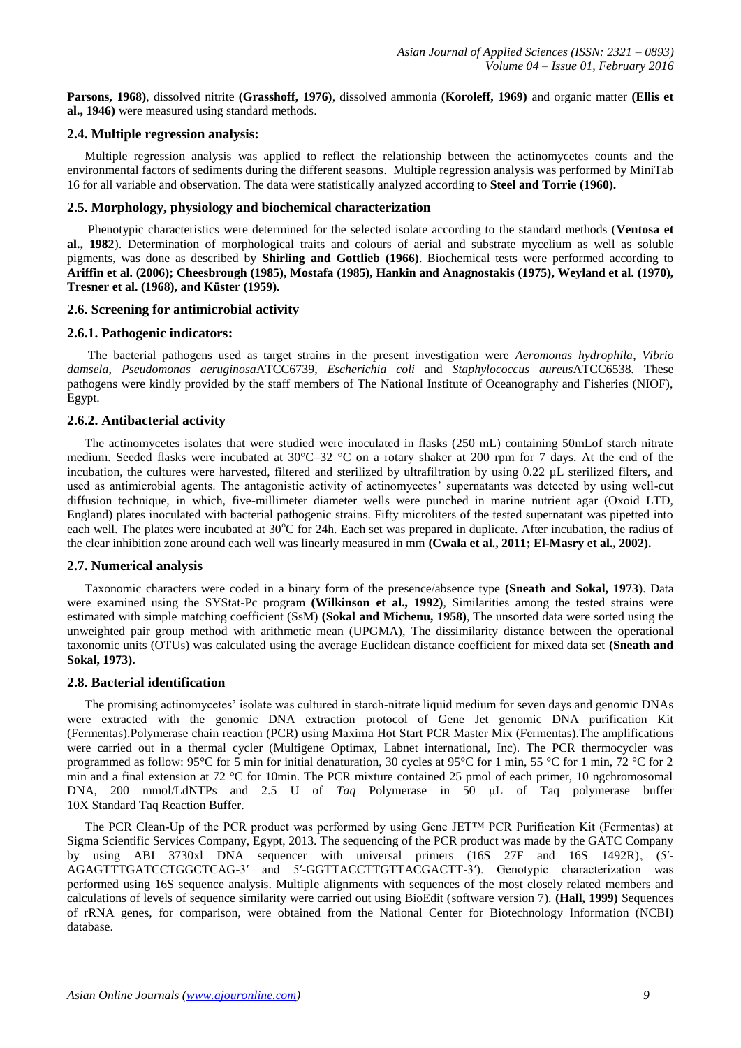**Parsons, 1968)**, dissolved nitrite **(Grasshoff, 1976)**, dissolved ammonia **(Koroleff, 1969)** and organic matter **(Ellis et al., 1946)** were measured using standard methods.

### 2.4. Multiple regression analysis:

Multiple regression analysis was applied to reflect the relationship between the actinomycetes counts and the environmental factors of sediments during the different seasons. Multiple regression analysis was performed by MiniTab 16 for all variable and observation. The data were statistically analyzed according to **Steel and Torrie (1960).**

### 2.5. Morphology, physiology and biochemical characterization

Phenotypic characteristics were determined for the selected isolate according to the standard methods (**Ventosa et al., 1982**). Determination of morphological traits and colours of aerial and substrate mycelium as well as soluble pigments, was done as described by **Shirling and Gottlieb (1966)**. Biochemical tests were performed according to **Ariffin et al. (2006); Cheesbrough (1985), Mostafa (1985), Hankin and Anagnostakis (1975), Weyland et al. (1970), Tresner et al. (1968), and Küster (1959).**

### 2.6. Screening for antimicrobial activity

### 2.6.1. Pathogenic indicators:

The bacterial pathogens used as target strains in the present investigation were *Aeromonas hydrophila*, *Vibrio damsela*, *Pseudomonas aeruginosa*ATCC6739, *Escherichia coli* and *Staphylococcus aureus*ATCC6538. These pathogens were kindly provided by the staff members of The National Institute of Oceanography and Fisheries (NIOF), Egypt.

### 2.6.2. Antibacterial activity

The actinomycetes isolates that were studied were inoculated in flasks (250 mL) containing 50mLof starch nitrate medium. Seeded flasks were incubated at 30°C–32 °C on a rotary shaker at 200 rpm for 7 days. At the end of the incubation, the cultures were harvested, filtered and sterilized by ultrafiltration by using 0.22 µL sterilized filters, and used as antimicrobial agents. The antagonistic activity of actinomycetes' supernatants was detected by using well-cut diffusion technique, in which, five-millimeter diameter wells were punched in marine nutrient agar (Oxoid LTD, England) plates inoculated with bacterial pathogenic strains. Fifty microliters of the tested supernatant was pipetted into each well. The plates were incubated at 30°C for 24h. Each set was prepared in duplicate. After incubation, the radius of the clear inhibition zone around each well was linearly measured in mm **(Cwala et al., 2011; El-Masry et al., 2002).**

### 2.7. Numerical analysis

Taxonomic characters were coded in a binary form of the presence/absence type **(Sneath and Sokal, 1973**). Data were examined using the SYStat-Pc program **(Wilkinson et al., 1992)**, Similarities among the tested strains were estimated with simple matching coefficient (SsM) **(Sokal and Michenu, 1958)**, The unsorted data were sorted using the unweighted pair group method with arithmetic mean (UPGMA), The dissimilarity distance between the operational taxonomic units (OTUs) was calculated using the average Euclidean distance coefficient for mixed data set **(Sneath and Sokal, 1973).**

### 2.8. Bacterial identification

The promising actinomycetes' isolate was cultured in starch-nitrate liquid medium for seven days and genomic DNAs were extracted with the genomic DNA extraction protocol of Gene Jet genomic DNA purification Kit (Fermentas).Polymerase chain reaction (PCR) using Maxima Hot Start PCR Master Mix (Fermentas).The amplifications were carried out in a thermal cycler (Multigene Optimax, Labnet international, Inc). The PCR thermocycler was programmed as follow: 95°C for 5 min for initial denaturation, 30 cycles at 95°C for 1 min, 55 °C for 1 min, 72 °C for 2 min and a final extension at 72 °C for 10min. The PCR mixture contained 25 pmol of each primer, 10 ngchromosomal DNA, 200 mmol/LdNTPs and 2.5 U of *Taq* Polymerase in 50 µL of Taq polymerase buffer 10X Standard Taq Reaction Buffer.

The PCR Clean-Up of the PCR product was performed by using Gene JET™ PCR Purification Kit (Fermentas) at Sigma Scientific Services Company, Egypt, 2013. The sequencing of the PCR product was made by the GATC Company by using ABI 3730xl DNA sequencer with universal primers (16S 27F and 16S 1492R), (5′-AGAGTTTGATCCTGGCTCAG-3′ and 5′-GGTTACCTTGTTACGACTT-3′). Genotypic characterization was performed using 16S sequence analysis. Multiple alignments with sequences of the most closely related members and calculations of levels of sequence similarity were carried out using BioEdit (software version 7). **(Hall, 1999)** Sequences of rRNA genes, for comparison, were obtained from the National Center for Biotechnology Information (NCBI) database.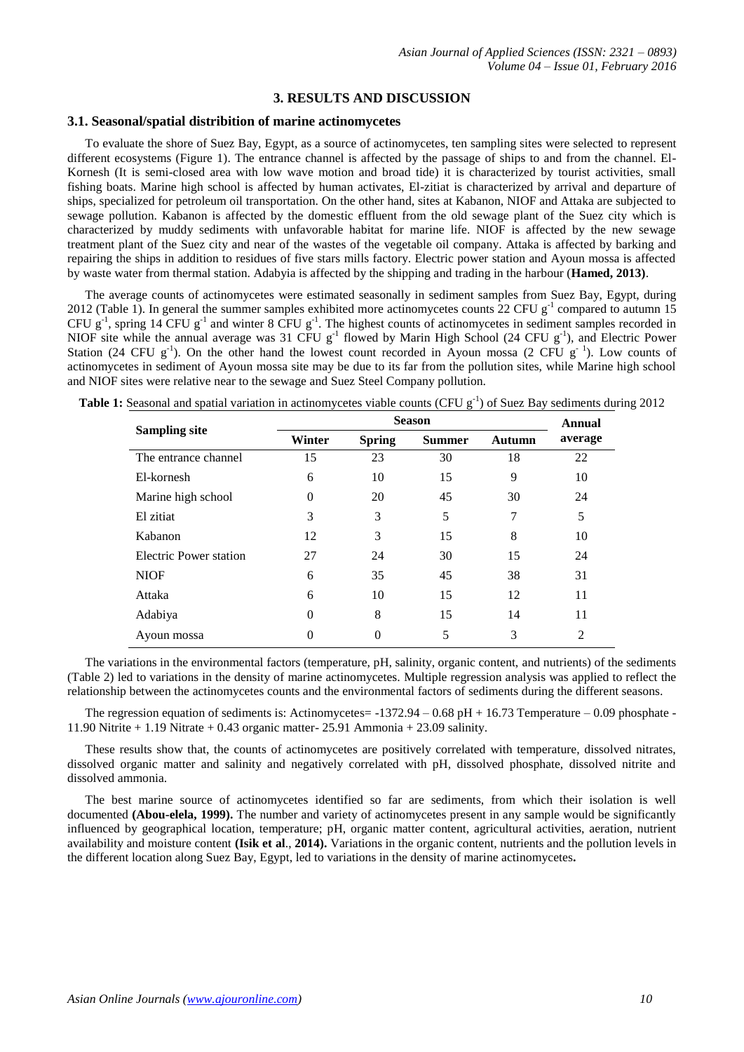## 3. RESULTS AND DISCUSSION

### 3.1. Seasonal/spatial distribibition of marine actinomycetes

To evaluate the shore of Suez Bay, Egypt, as a source of actinomycetes, ten sampling sites were selected to represent different ecosystems (Figure 1). The entrance channel is affected by the passage of ships to and from the channel. El-Kornesh (It is semi-closed area with low wave motion and broad tide) it is characterized by tourist activities, small fishing boats. Marine high school is affected by human activates, El-zitiat is characterized by arrival and departure of ships, specialized for petroleum oil transportation. On the other hand, sites at Kabanon, NIOF and Attaka are subjected to sewage pollution. Kabanon is affected by the domestic effluent from the old sewage plant of the Suez city which is characterized by muddy sediments with unfavorable habitat for marine life. NIOF is affected by the new sewage treatment plant of the Suez city and near of the wastes of the vegetable oil company. Attaka is affected by barking and repairing the ships in addition to residues of five stars mills factory. Electric power station and Ayoun mossa is affected by waste water from thermal station. Adabyia is affected by the shipping and trading in the harbour (**Hamed, 2013)**.

The average counts of actinomycetes were estimated seasonally in sediment samples from Suez Bay, Egypt, during 2012 (Table 1). In general the summer samples exhibited more actinomycetes counts 22 CFU $g^{-1}$ compared to autumn 15 CFU $g^{-1}$, spring 14 CFU $g^{-1}$ and winter 8 CFU $g^{-1}$. The highest counts of actinomycetes in sediment samples recorded in NIOF site while the annual average was 31 CFU $g^{-1}$ flowed by Marin High School (24 CFU $g^{-1}$), and Electric Power Station (24 CFU $g^{-1}$). On the other hand the lowest count recorded in Ayoun mossa (2 CFU $g^{-1}$). Low counts of actinomycetes in sediment of Ayoun mossa site may be due to its far from the pollution sites, while Marine high school and NIOF sites were relative near to the sewage and Suez Steel Company pollution.

**Table 1:** Seasonal and spatial variation in actinomycetes viable counts (CFU $g^{-1}$) of Suez Bay sediments during 2012

| Sampling site | Season | | | | Annual average |
|---|---|---|---|---|---|
| | Winter | Spring | Summer | Autumn | |
| The entrance channel | 15 | 23 | 30 | 18 | 22 |
| El-kornesh | 6 | 10 | 15 | 9 | 10 |
| Marine high school | 0 | 20 | 45 | 30 | 24 |
| El zitiat | 3 | 3 | 5 | 7 | 5 |
| Kabanon | 12 | 3 | 15 | 8 | 10 |
| Electric Power station | 27 | 24 | 30 | 15 | 24 |
| NIOF | 6 | 35 | 45 | 38 | 31 |
| Attaka | 6 | 10 | 15 | 12 | 11 |
| Adabiya | 0 | 8 | 15 | 14 | 11 |
| Ayoun mossa | 0 | 0 | 5 | 3 | 2 |

The variations in the environmental factors (temperature, pH, salinity, organic content, and nutrients) of the sediments (Table 2) led to variations in the density of marine actinomycetes. Multiple regression analysis was applied to reflect the relationship between the actinomycetes counts and the environmental factors of sediments during the different seasons.

The regression equation of sediments is: Actinomycetes= -1372.94 – 0.68 pH + 16.73 Temperature – 0.09 phosphate - 11.90 Nitrite + 1.19 Nitrate + 0.43 organic matter- 25.91 Ammonia + 23.09 salinity.

These results show that, the counts of actinomycetes are positively correlated with temperature, dissolved nitrates, dissolved organic matter and salinity and negatively correlated with pH, dissolved phosphate, dissolved nitrite and dissolved ammonia.

The best marine source of actinomycetes identified so far are sediments, from which their isolation is well documented **(Abou-elela, 1999).** The number and variety of actinomycetes present in any sample would be significantly influenced by geographical location, temperature; pH, organic matter content, agricultural activities, aeration, nutrient availability and moisture content **(Isik et al**., **2014).** Variations in the organic content, nutrients and the pollution levels in the different location along Suez Bay, Egypt, led to variations in the density of marine actinomycetes**.**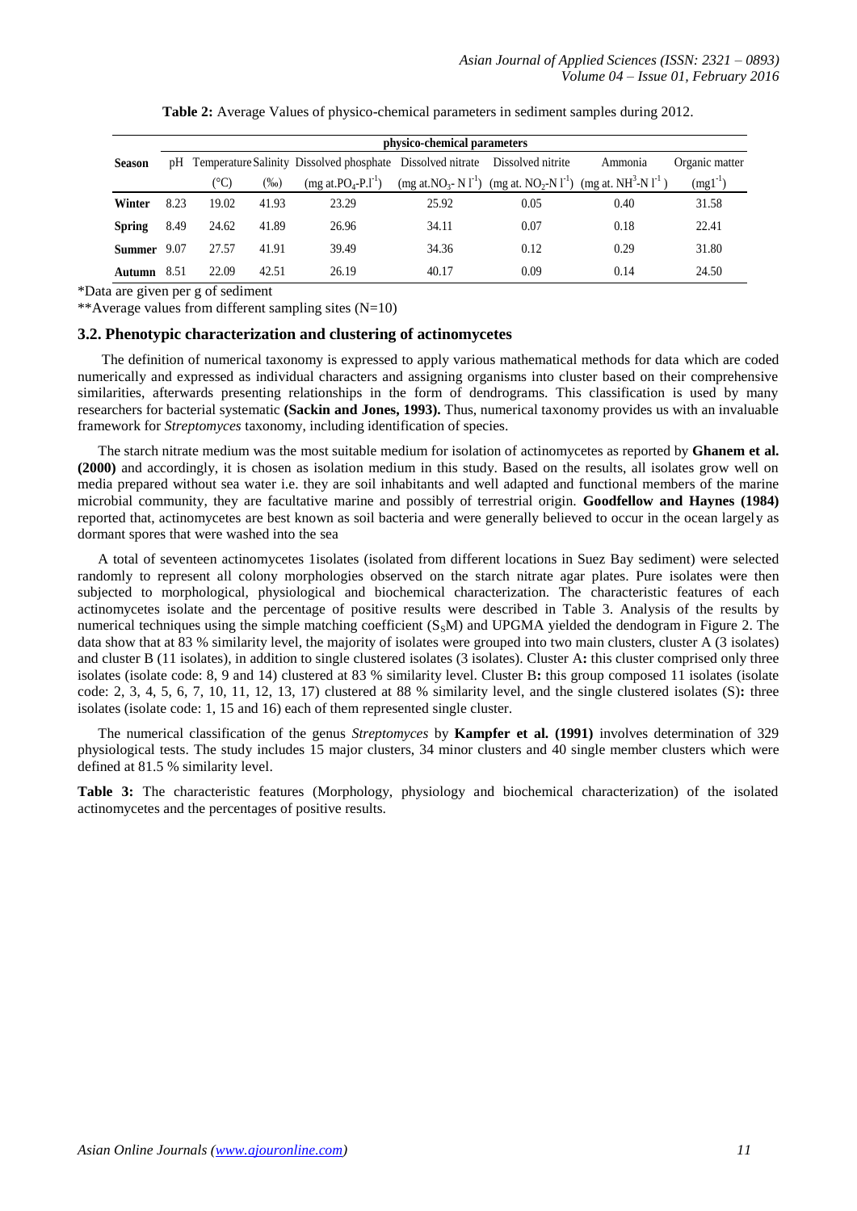**Table 2:** Average Values of physico-chemical parameters in sediment samples during 2012.

| Season | physico-chemical parameters | | | | | | | |
|---|---|---|---|---|---|---|---|---|
| | pH | Temperature (°C) | Salinity (‰) | Dissolved phosphate (mg at.$PO_4$-P.$l^{-1}$) | Dissolved nitrate (mg at.$NO_3$- N $l^{-1}$) | Dissolved nitrite (mg at. $NO_2$-N $l^{-1}$) | Ammonia (mg at. $NH^3$-N $l^{-1}$) | Organic matter ($mgl^{-1}$) |
| **Winter** | 8.23 | 19.02 | 41.93 | 23.29 | 25.92 | 0.05 | 0.40 | 31.58 |
| **Spring** | 8.49 | 24.62 | 41.89 | 26.96 | 34.11 | 0.07 | 0.18 | 22.41 |
| **Summer** | 9.07 | 27.57 | 41.91 | 39.49 | 34.36 | 0.12 | 0.29 | 31.80 |
| **Autumn** | 8.51 | 22.09 | 42.51 | 26.19 | 40.17 | 0.09 | 0.14 | 24.50 |

*Data are given per g of sediment

**Average values from different sampling sites (N=10)

### 3.2. Phenotypic characterization and clustering of actinomycetes

The definition of numerical taxonomy is expressed to apply various mathematical methods for data which are coded numerically and expressed as individual characters and assigning organisms into cluster based on their comprehensive similarities, afterwards presenting relationships in the form of dendrograms. This classification is used by many researchers for bacterial systematic **(Sackin and Jones, 1993).** Thus, numerical taxonomy provides us with an invaluable framework for *Streptomyces* taxonomy, including identification of species.

The starch nitrate medium was the most suitable medium for isolation of actinomycetes as reported by **Ghanem et al. (2000)** and accordingly, it is chosen as isolation medium in this study. Based on the results, all isolates grow well on media prepared without sea water i.e. they are soil inhabitants and well adapted and functional members of the marine microbial community, they are facultative marine and possibly of terrestrial origin. **Goodfellow and Haynes (1984)** reported that, actinomycetes are best known as soil bacteria and were generally believed to occur in the ocean largely as dormant spores that were washed into the sea

A total of seventeen actinomycetes 1isolates (isolated from different locations in Suez Bay sediment) were selected randomly to represent all colony morphologies observed on the starch nitrate agar plates. Pure isolates were then subjected to morphological, physiological and biochemical characterization. The characteristic features of each actinomycetes isolate and the percentage of positive results were described in Table 3. Analysis of the results by numerical techniques using the simple matching coefficient ($S_SM$) and UPGMA yielded the dendogram in Figure 2. The data show that at 83 % similarity level, the majority of isolates were grouped into two main clusters, cluster A (3 isolates) and cluster B (11 isolates), in addition to single clustered isolates (3 isolates). Cluster A**:** this cluster comprised only three isolates (isolate code: 8, 9 and 14) clustered at 83 % similarity level. Cluster B**:** this group composed 11 isolates (isolate code: 2, 3, 4, 5, 6, 7, 10, 11, 12, 13, 17) clustered at 88 % similarity level, and the single clustered isolates (S)**:** three isolates (isolate code: 1, 15 and 16) each of them represented single cluster.

The numerical classification of the genus *Streptomyces* by **Kampfer et al. (1991)** involves determination of 329 physiological tests. The study includes 15 major clusters, 34 minor clusters and 40 single member clusters which were defined at 81.5 % similarity level.

**Table 3:** The characteristic features (Morphology, physiology and biochemical characterization) of the isolated actinomycetes and the percentages of positive results.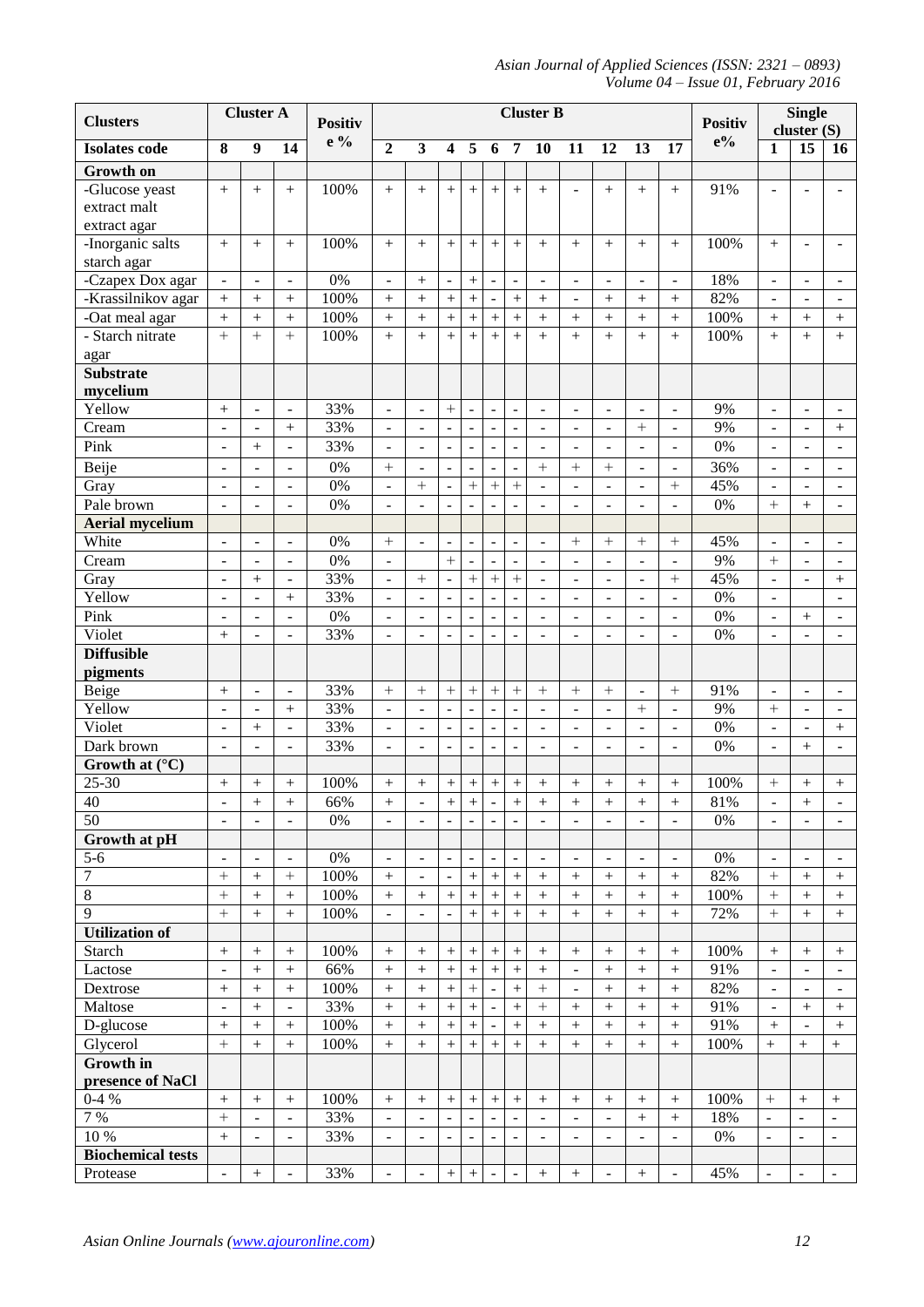| Clusters | Cluster A | | | Positive % | Cluster B | | | | | | | | | | | Positive% | Single cluster (S) | | |
|---|---|---|---|---|---|---|---|---|---|---|---|---|---|---|---|---|---|---|---|
| Isolates code | 8 | 9 | 14 | | 2 | 3 | 4 | 5 | 6 | 7 | 10 | 11 | 12 | 13 | 17 | | 1 | 15 | 16 |
| **Growth on** | | | | | | | | | | | | | | | | | | | |
| -Glucose yeast extract malt extract agar | + | + | + | 100% | + | + | + | + | + | + | + | - | + | + | + | 91% | - | - | - |
| -Inorganic salts starch agar | + | + | + | 100% | + | + | + | + | + | + | + | + | + | + | + | 100% | + | - | - |
| -Czapex Dox agar | - | - | - | 0% | - | + | - | + | - | - | - | - | - | - | - | 18% | - | - | - |
| -Krassilnikov agar | + | + | + | 100% | + | + | + | + | - | + | + | - | + | + | + | 82% | - | - | - |
| -Oat meal agar | + | + | + | 100% | + | + | + | + | + | + | + | + | + | + | + | 100% | + | + | + |
| - Starch nitrate agar | + | + | + | 100% | + | + | + | + | + | + | + | + | + | + | + | 100% | + | + | + |
| **Substrate mycelium** | | | | | | | | | | | | | | | | | | | |
| Yellow | + | - | - | 33% | - | - | + | - | - | - | - | - | - | - | - | 9% | - | - | - |
| Cream | - | - | + | 33% | - | - | - | - | - | - | - | - | - | + | - | 9% | - | - | + |
| Pink | - | + | - | 33% | - | - | - | - | - | - | - | - | - | - | - | 0% | - | - | - |
| Beije | - | - | - | 0% | + | - | - | - | - | - | + | + | + | - | - | 36% | - | - | - |
| Gray | - | - | - | 0% | - | + | - | + | + | + | - | - | - | - | + | 45% | - | - | - |
| Pale brown | - | - | - | 0% | - | - | - | - | - | - | - | - | - | - | - | 0% | + | + | - |
| **Aerial mycelium** | | | | | | | | | | | | | | | | | | | |
| White | - | - | - | 0% | + | - | - | - | - | - | - | + | + | + | + | 45% | - | - | - |
| Cream | - | - | - | 0% | - | | + | - | - | - | - | - | - | - | - | 9% | + | - | - |
| Gray | - | + | - | 33% | - | + | - | + | + | + | - | - | - | - | + | 45% | - | - | + |
| Yellow | - | - | + | 33% | - | - | - | - | - | - | - | - | - | - | - | 0% | - | | - |
| Pink | - | - | - | 0% | - | - | - | - | - | - | - | - | - | - | - | 0% | - | + | - |
| Violet | + | - | - | 33% | - | - | - | - | - | - | - | - | - | - | - | 0% | - | - | - |
| **Diffusible pigments** | | | | | | | | | | | | | | | | | | | |
| Beige | + | - | - | 33% | + | + | + | + | + | + | + | + | + | - | + | 91% | - | - | - |
| Yellow | - | - | + | 33% | - | - | - | - | - | - | - | - | - | + | - | 9% | + | - | - |
| Violet | - | + | - | 33% | - | - | - | - | - | - | - | - | - | - | - | 0% | - | - | + |
| Dark brown | - | - | - | 33% | - | - | - | - | - | - | - | - | - | - | - | 0% | - | + | - |
| **Growth at (°C)** | | | | | | | | | | | | | | | | | | | |
| 25-30 | + | + | + | 100% | + | + | + | + | + | + | + | + | + | + | + | 100% | + | + | + |
| 40 | - | + | + | 66% | + | - | + | + | - | + | + | + | + | + | + | 81% | - | + | - |
| 50 | - | - | - | 0% | - | - | - | - | - | - | - | - | - | - | - | 0% | - | - | - |
| **Growth at pH** | | | | | | | | | | | | | | | | | | | |
| 5-6 | - | - | - | 0% | - | - | - | - | - | - | - | - | - | - | - | 0% | - | - | - |
| 7 | + | + | + | 100% | + | - | - | + | + | + | + | + | + | + | + | 82% | + | + | + |
| 8 | + | + | + | 100% | + | + | + | + | + | + | + | + | + | + | + | 100% | + | + | + |
| 9 | + | + | + | 100% | - | - | - | + | + | + | + | + | + | + | + | 72% | + | + | + |
| **Utilization of** | | | | | | | | | | | | | | | | | | | |
| Starch | + | + | + | 100% | + | + | + | + | + | + | + | + | + | + | + | 100% | + | + | + |
| Lactose | - | + | + | 66% | + | + | + | + | + | + | + | - | + | + | + | 91% | - | - | - |
| Dextrose | + | + | + | 100% | + | + | + | + | - | + | + | - | + | + | + | 82% | - | - | - |
| Maltose | - | + | - | 33% | + | + | + | + | - | + | + | + | + | + | + | 91% | - | + | + |
| D-glucose | + | + | + | 100% | + | + | + | + | - | + | + | + | + | + | + | 91% | + | - | + |
| Glycerol | + | + | + | 100% | + | + | + | + | + | + | + | + | + | + | + | 100% | + | + | + |
| **Growth in presence of NaCl** | | | | | | | | | | | | | | | | | | | |
| 0-4 % | + | + | + | 100% | + | + | + | + | + | + | + | + | + | + | + | 100% | + | + | + |
| 7 % | + | - | - | 33% | - | - | - | - | - | - | - | - | - | + | + | 18% | - | - | - |
| 10 % | + | - | - | 33% | - | - | - | - | - | - | - | - | - | - | - | 0% | - | - | - |
| **Biochemical tests** | | | | | | | | | | | | | | | | | | | |
| Protease | - | + | - | 33% | - | - | + | + | - | - | + | + | - | + | - | 45% | - | - | - |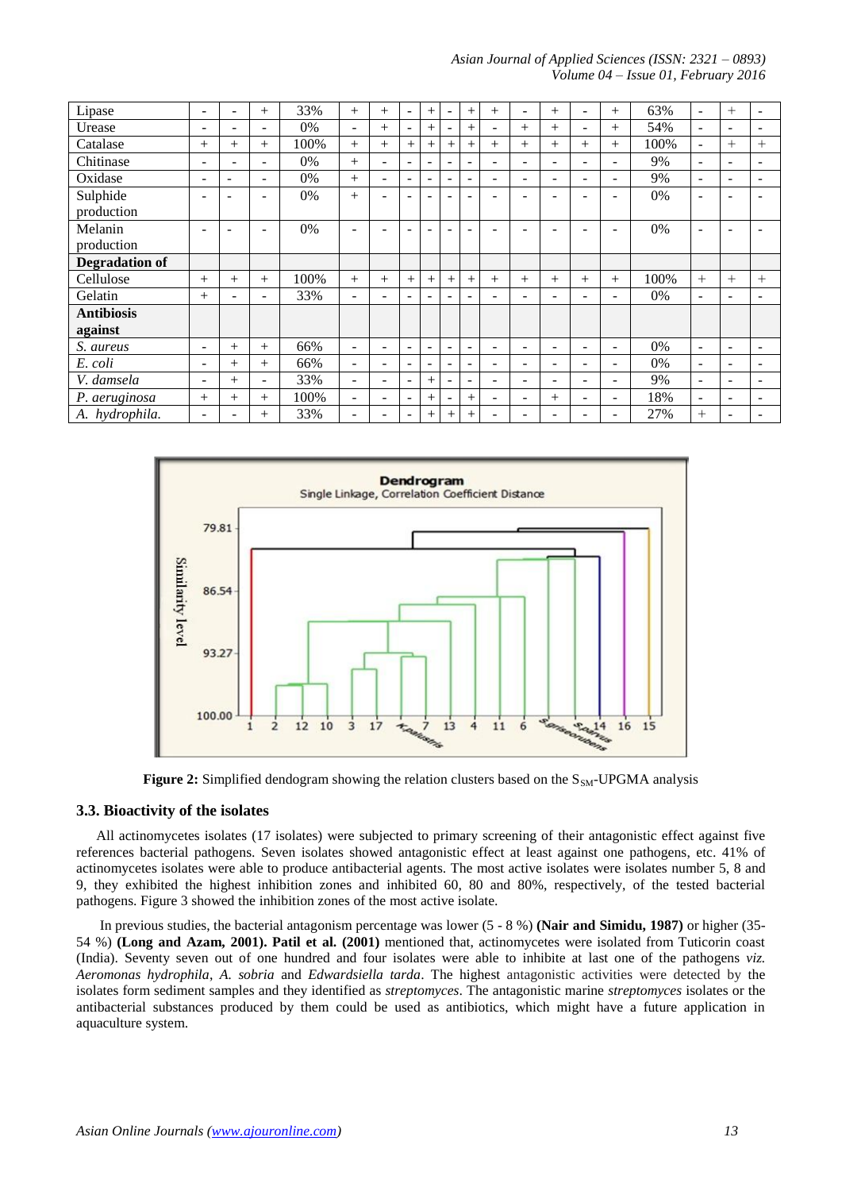| | | | | | | | | | | | | | | | | | | | |
|---|---|---|---|---|---|---|---|---|---|---|---|---|---|---|---|---|---|---|---|
| Lipase | - | - | + | 33% | + | + | - | + | - | + | + | - | + | - | + | 63% | - | + | - |
| Urease | - | - | - | 0% | - | + | - | + | - | + | - | + | + | - | + | 54% | - | - | - |
| Catalase | + | + | + | 100% | + | + | + | + | + | + | + | + | + | + | + | 100% | - | + | + |
| Chitinase | - | - | - | 0% | + | - | - | - | - | - | - | - | - | - | - | 9% | - | - | - |
| Oxidase | - | - | - | 0% | + | - | - | - | - | - | - | - | - | - | - | 9% | - | - | - |
| Sulphide production | - | - | - | 0% | + | - | - | - | - | - | - | - | - | - | - | 0% | - | - | - |
| Melanin production | - | - | - | 0% | - | - | - | - | - | - | - | - | - | - | - | 0% | - | - | - |
| **Degradation of** | | | | | | | | | | | | | | | | | | | |
| Cellulose | + | + | + | 100% | + | + | + | + | + | + | + | + | + | + | + | 100% | + | + | + |
| Gelatin | + | - | - | 33% | - | - | - | - | - | - | - | - | - | - | - | 0% | - | - | - |
| **Antibiosis against** | | | | | | | | | | | | | | | | | | | |
| *S. aureus* | - | + | + | 66% | - | - | - | - | - | - | - | - | - | - | - | 0% | - | - | - |
| *E. coli* | - | + | + | 66% | - | - | - | - | - | - | - | - | - | - | - | 0% | - | - | - |
| *V. damsela* | - | + | - | 33% | - | - | - | + | - | - | - | - | - | - | - | 9% | - | - | - |
| *P. aeruginosa* | + | + | + | 100% | - | - | - | + | - | + | - | - | + | - | - | 18% | - | - | - |
| *A. hydrophila.* | - | - | + | 33% | - | - | - | + | + | + | - | - | - | - | - | 27% | + | - | - |

**Figure 2:** Simplified dendogram showing the relation clusters based on the $S_{SM}$-UPGMA analysis

### 3.3. Bioactivity of the isolates

All actinomycetes isolates (17 isolates) were subjected to primary screening of their antagonistic effect against five references bacterial pathogens. Seven isolates showed antagonistic effect at least against one pathogens, etc. 41% of actinomycetes isolates were able to produce antibacterial agents. The most active isolates were isolates number 5, 8 and 9, they exhibited the highest inhibition zones and inhibited 60, 80 and 80%, respectively, of the tested bacterial pathogens. Figure 3 showed the inhibition zones of the most active isolate.

In previous studies, the bacterial antagonism percentage was lower (5 - 8 %) **(Nair and Simidu, 1987)** or higher (35-54 %) **(Long and Azam, 2001). Patil et al. (2001)** mentioned that, actinomycetes were isolated from Tuticorin coast (India). Seventy seven out of one hundred and four isolates were able to inhibit at last one of the pathogens *viz. Aeromonas hydrophila*, *A. sobria* and *Edwardsiella tarda*. The highest antagonistic activities were detected by the isolates form sediment samples and they identified as *streptomyces*. The antagonistic marine *streptomyces* isolates or the antibacterial substances produced by them could be used as antibiotics, which might have a future application in aquaculture system.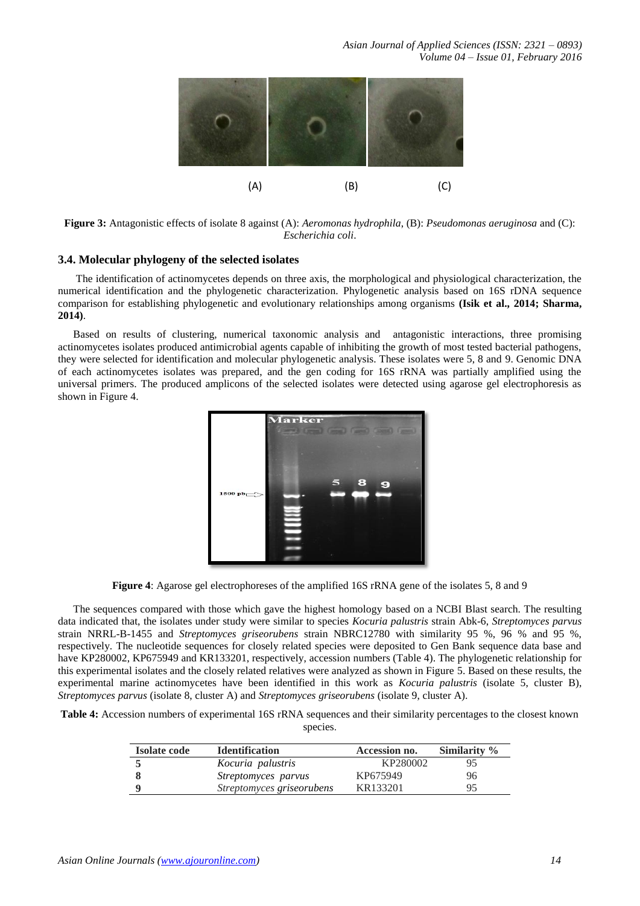Figure 3: Antagonistic effects of isolate 8 against (A): *Aeromonas hydrophila*, (B): *Pseudomonas aeruginosa* and (C): *Escherichia coli*.

### 3.4. Molecular phylogeny of the selected isolates

The identification of actinomycetes depends on three axis, the morphological and physiological characterization, the numerical identification and the phylogenetic characterization. Phylogenetic analysis based on 16S rDNA sequence comparison for establishing phylogenetic and evolutionary relationships among organisms **(Isik et al., 2014; Sharma, 2014)**.

Based on results of clustering, numerical taxonomic analysis and antagonistic interactions, three promising actinomycetes isolates produced antimicrobial agents capable of inhibiting the growth of most tested bacterial pathogens, they were selected for identification and molecular phylogenetic analysis. These isolates were 5, 8 and 9. Genomic DNA of each actinomycetes isolates was prepared, and the gen coding for 16S rRNA was partially amplified using the universal primers. The produced amplicons of the selected isolates were detected using agarose gel electrophoresis as shown in Figure 4.

**Figure 4**: Agarose gel electrophoreses of the amplified 16S rRNA gene of the isolates 5, 8 and 9

The sequences compared with those which gave the highest homology based on a NCBI Blast search. The resulting data indicated that, the isolates under study were similar to species *Kocuria palustris* strain Abk-6, *Streptomyces parvus* strain NRRL-B-1455 and *Streptomyces griseorubens* strain NBRC12780 with similarity 95 %, 96 % and 95 %, respectively. The nucleotide sequences for closely related species were deposited to Gen Bank sequence data base and have KP280002, KP675949 and KR133201, respectively, accession numbers (Table 4). The phylogenetic relationship for this experimental isolates and the closely related relatives were analyzed as shown in Figure 5. Based on these results, the experimental marine actinomycetes have been identified in this work as *Kocuria palustris* (isolate 5, cluster B), *Streptomyces parvus* (isolate 8, cluster A) and *Streptomyces griseorubens* (isolate 9, cluster A).

**Table 4:** Accession numbers of experimental 16S rRNA sequences and their similarity percentages to the closest known species.

| Isolate code | Identification | Accession no. | Similarity % |
|---|---|---|---|
| **5** | *Kocuria palustris* | KP280002 | 95 |
| **8** | *Streptomyces parvus* | KP675949 | 96 |
| **9** | *Streptomyces griseorubens* | KR133201 | 95 |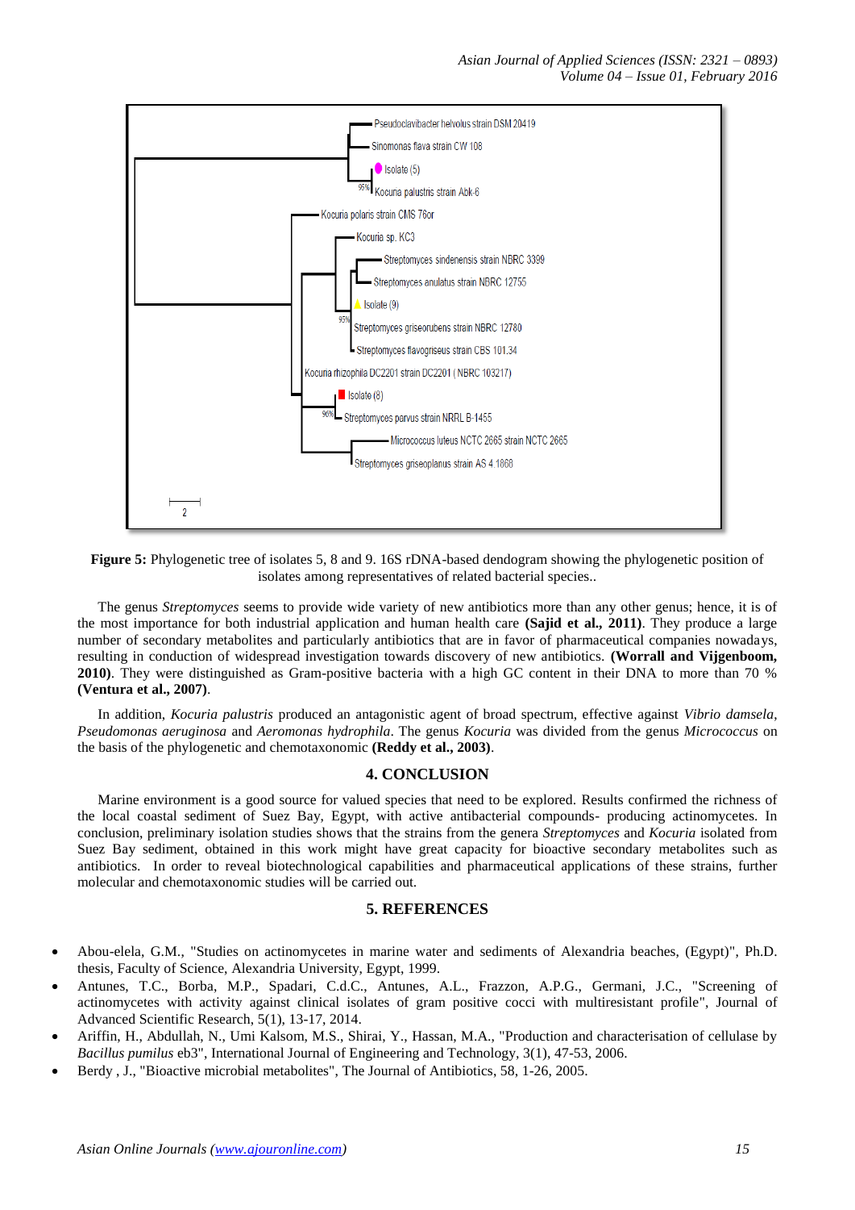**Figure 5:** Phylogenetic tree of isolates 5, 8 and 9. 16S rDNA-based dendogram showing the phylogenetic position of isolates among representatives of related bacterial species..

The genus *Streptomyces* seems to provide wide variety of new antibiotics more than any other genus; hence, it is of the most importance for both industrial application and human health care **(Sajid et al., 2011)**. They produce a large number of secondary metabolites and particularly antibiotics that are in favor of pharmaceutical companies nowadays, resulting in conduction of widespread investigation towards discovery of new antibiotics. **(Worrall and Vijgenboom, 2010)**. They were distinguished as Gram-positive bacteria with a high GC content in their DNA to more than 70 % **(Ventura et al., 2007)**.

In addition, *Kocuria palustris* produced an antagonistic agent of broad spectrum, effective against *Vibrio damsela*, *Pseudomonas aeruginosa* and *Aeromonas hydrophila*. The genus *Kocuria* was divided from the genus *Micrococcus* on the basis of the phylogenetic and chemotaxonomic **(Reddy et al., 2003)**.

## 4. CONCLUSION

Marine environment is a good source for valued species that need to be explored. Results confirmed the richness of the local coastal sediment of Suez Bay, Egypt, with active antibacterial compounds- producing actinomycetes. In conclusion, preliminary isolation studies shows that the strains from the genera *Streptomyces* and *Kocuria* isolated from Suez Bay sediment, obtained in this work might have great capacity for bioactive secondary metabolites such as antibiotics. In order to reveal biotechnological capabilities and pharmaceutical applications of these strains, further molecular and chemotaxonomic studies will be carried out.

## 5. REFERENCES

- Abou-elela, G.M., "Studies on actinomycetes in marine water and sediments of Alexandria beaches, (Egypt)", Ph.D. thesis, Faculty of Science, Alexandria University, Egypt, 1999.
- Antunes, T.C., Borba, M.P., Spadari, C.d.C., Antunes, A.L., Frazzon, A.P.G., Germani, J.C., "Screening of actinomycetes with activity against clinical isolates of gram positive cocci with multiresistant profile", Journal of Advanced Scientific Research, 5(1), 13-17, 2014.
- Ariffin, H., Abdullah, N., Umi Kalsom, M.S., Shirai, Y., Hassan, M.A., "Production and characterisation of cellulase by *Bacillus pumilus* eb3", International Journal of Engineering and Technology, 3(1), 47-53, 2006.
- Berdy , J., "Bioactive microbial metabolites", The Journal of Antibiotics, 58, 1-26, 2005.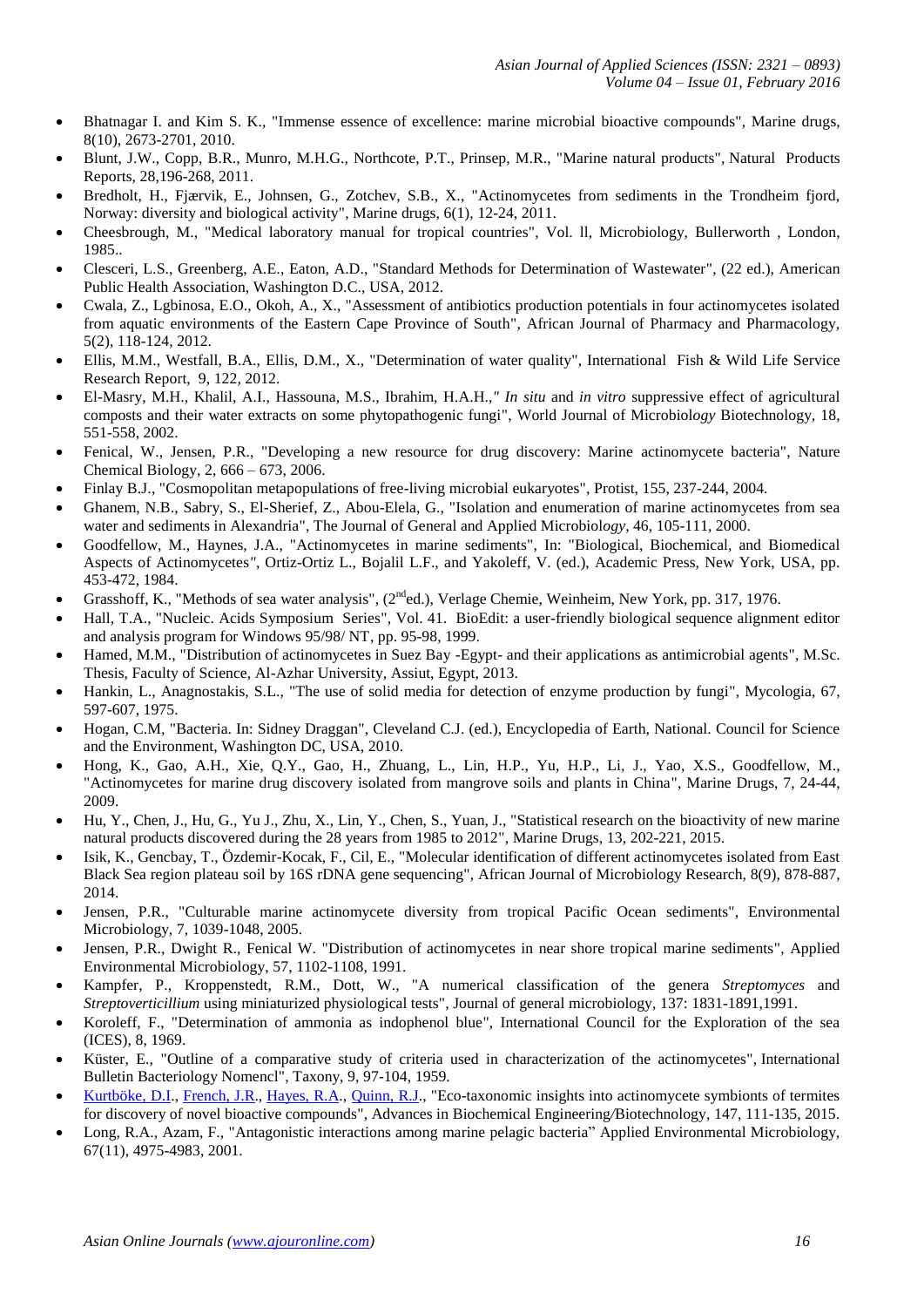- Bhatnagar I. and Kim S. K., "Immense essence of excellence: marine microbial bioactive compounds", Marine drugs, 8(10), 2673-2701, 2010.
- Blunt, J.W., Copp, B.R., Munro, M.H.G., Northcote, P.T., Prinsep, M.R., "Marine natural products", Natural Products Reports, 28,196-268, 2011.
- Bredholt, H., Fjærvik, E., Johnsen, G., Zotchev, S.B., X., "Actinomycetes from sediments in the Trondheim fjord, Norway: diversity and biological activity", Marine drugs, 6(1), 12-24, 2011.
- Cheesbrough, M., "Medical laboratory manual for tropical countries", Vol. ll, Microbiology, Bullerworth , London, 1985..
- Clesceri, L.S., Greenberg, A.E., Eaton, A.D., "Standard Methods for Determination of Wastewater", (22 ed.), American Public Health Association, Washington D.C., USA, 2012.
- Cwala, Z., Lgbinosa, E.O., Okoh, A., X., "Assessment of antibiotics production potentials in four actinomycetes isolated from aquatic environments of the Eastern Cape Province of South", African Journal of Pharmacy and Pharmacology, 5(2), 118-124, 2012.
- Ellis, M.M., Westfall, B.A., Ellis, D.M., X., "Determination of water quality", International Fish & Wild Life Service Research Report, 9, 122, 2012.
- El-Masry, M.H., Khalil, A.I., Hassouna, M.S., Ibrahim, H.A.H.," *In situ* and *in vitro* suppressive effect of agricultural composts and their water extracts on some phytopathogenic fungi", World Journal of Microbiol*ogy* Biotechnology, 18, 551-558, 2002.
- Fenical, W., Jensen, P.R., "Developing a new resource for drug discovery: Marine actinomycete bacteria", Nature Chemical Biology, 2, 666 – 673, 2006.
- Finlay B.J., "Cosmopolitan metapopulations of free-living microbial eukaryotes", Protist, 155, 237-244, 2004.
- Ghanem, N.B., Sabry, S., El-Sherief, Z., Abou-Elela, G., "Isolation and enumeration of marine actinomycetes from sea water and sediments in Alexandria", The Journal of General and Applied Microbiol*ogy*, 46, 105-111, 2000.
- Goodfellow, M., Haynes, J.A., "Actinomycetes in marine sediments", In: "Biological, Biochemical, and Biomedical Aspects of Actinomycetes", Ortiz-Ortiz L., Bojalil L.F., and Yakoleff, V. (ed.), Academic Press, New York, USA, pp. 453-472, 1984.
- Grasshoff, K., "Methods of sea water analysis", (2[nd]ed.), Verlage Chemie, Weinheim, New York, pp. 317, 1976.
- Hall, T.A., "Nucleic. Acids Symposium Series", Vol. 41. BioEdit: a user-friendly biological sequence alignment editor and analysis program for Windows 95/98/ NT, pp. 95-98, 1999.
- Hamed, M.M., "Distribution of actinomycetes in Suez Bay -Egypt- and their applications as antimicrobial agents", M.Sc. Thesis, Faculty of Science, Al-Azhar University, Assiut, Egypt, 2013.
- Hankin, L., Anagnostakis, S.L., "The use of solid media for detection of enzyme production by fungi", Mycologia, 67, 597-607, 1975.
- Hogan, C.M, "Bacteria. In: Sidney Draggan", Cleveland C.J. (ed.), Encyclopedia of Earth, National. Council for Science and the Environment, Washington DC, USA, 2010.
- Hong, K., Gao, A.H., Xie, Q.Y., Gao, H., Zhuang, L., Lin, H.P., Yu, H.P., Li, J., Yao, X.S., Goodfellow, M., "Actinomycetes for marine drug discovery isolated from mangrove soils and plants in China", Marine Drugs, 7, 24-44, 2009.
- Hu, Y., Chen, J., Hu, G., Yu J., Zhu, X., Lin, Y., Chen, S., Yuan, J., "Statistical research on the bioactivity of new marine natural products discovered during the 28 years from 1985 to 2012", Marine Drugs, 13, 202-221, 2015.
- Isik, K., Gencbay, T., Özdemir-Kocak, F., Cil, E., "Molecular identification of different actinomycetes isolated from East Black Sea region plateau soil by 16S rDNA gene sequencing", African Journal of Microbiology Research, 8(9), 878-887, 2014.
- Jensen, P.R., "Culturable marine actinomycete diversity from tropical Pacific Ocean sediments", Environmental Microbiology, 7, 1039-1048, 2005.
- Jensen, P.R., Dwight R., Fenical W. "Distribution of actinomycetes in near shore tropical marine sediments", Applied Environmental Microbiology, 57, 1102-1108, 1991.
- Kampfer, P., Kroppenstedt, R.M., Dott, W., "A numerical classification of the genera *Streptomyces* and *Streptoverticillium* using miniaturized physiological tests", Journal of general microbiology, 137: 1831-1891,1991.
- Koroleff, F., "Determination of ammonia as indophenol blue", International Council for the Exploration of the sea (ICES), 8, 1969.
- Küster, E., "Outline of a comparative study of criteria used in characterization of the actinomycetes", International Bulletin Bacteriology Nomencl", Taxony, 9, 97-104, 1959.
- Kurtböke, D.I., French, J.R., Hayes, R.A., Quinn, R.J., "Eco-taxonomic insights into actinomycete symbionts of termites for discovery of novel bioactive compounds", Advances in Biochemical Engineering/Biotechnology, 147, 111-135, 2015.
- Long, R.A., Azam, F., "Antagonistic interactions among marine pelagic bacteria" Applied Environmental Microbiology, 67(11), 4975-4983, 2001.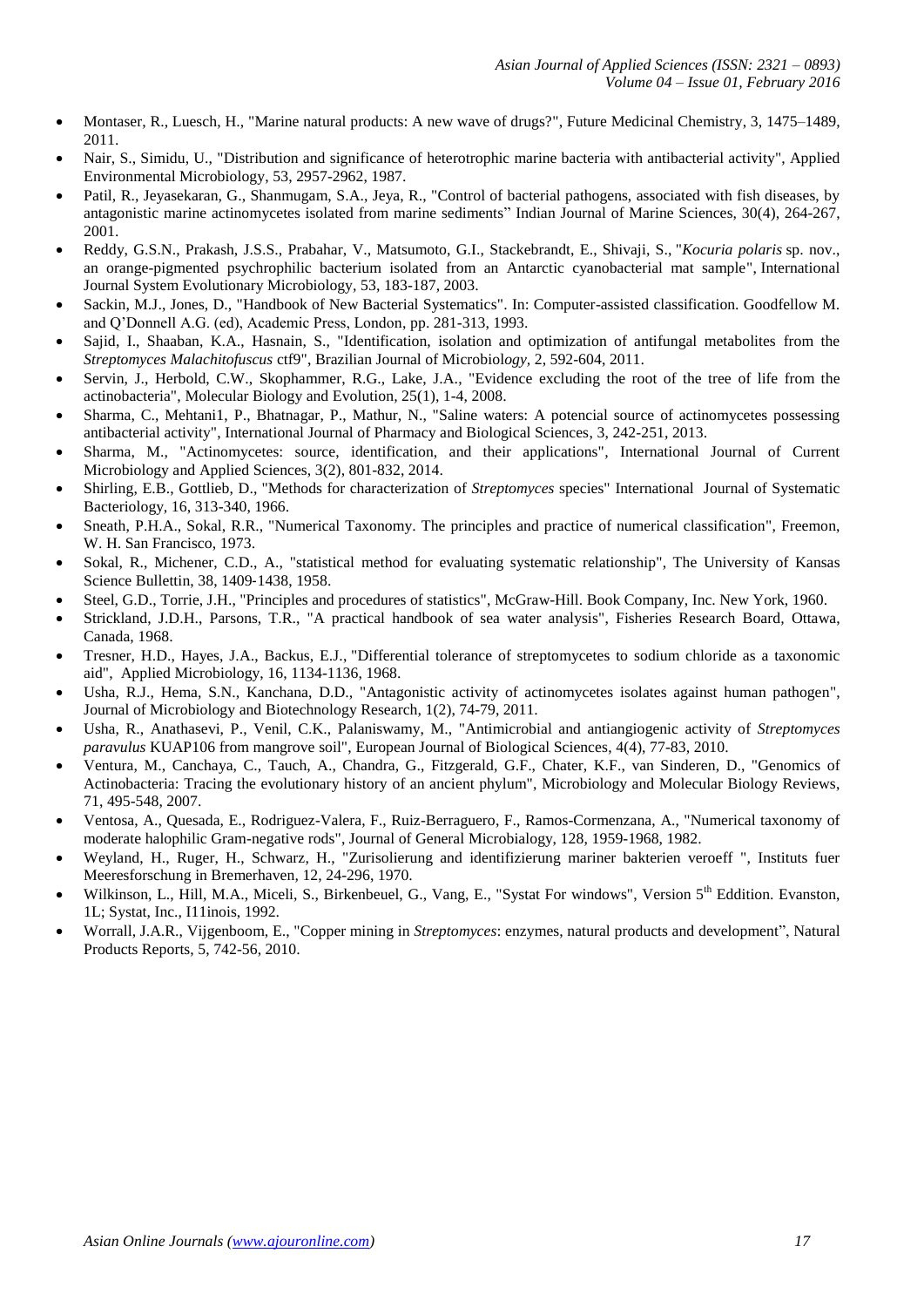- Montaser, R., Luesch, H., "Marine natural products: A new wave of drugs?", Future Medicinal Chemistry, 3, 1475–1489, 2011.
- Nair, S., Simidu, U., "Distribution and significance of heterotrophic marine bacteria with antibacterial activity", Applied Environmental Microbiology, 53, 2957-2962, 1987.
- Patil, R., Jeyasekaran, G., Shanmugam, S.A., Jeya, R., "Control of bacterial pathogens, associated with fish diseases, by antagonistic marine actinomycetes isolated from marine sediments" Indian Journal of Marine Sciences, 30(4), 264-267, 2001.
- Reddy, G.S.N., Prakash, J.S.S., Prabahar, V., Matsumoto, G.I., Stackebrandt, E., Shivaji, S., "*Kocuria polaris* sp. nov., an orange-pigmented psychrophilic bacterium isolated from an Antarctic cyanobacterial mat sample", International Journal System Evolutionary Microbiology, 53, 183-187, 2003.
- Sackin, M.J., Jones, D., "Handbook of New Bacterial Systematics". In: Computer-assisted classification. Goodfellow M. and Q'Donnell A.G. (ed), Academic Press, London, pp. 281-313, 1993.
- Sajid, I., Shaaban, K.A., Hasnain, S., "Identification, isolation and optimization of antifungal metabolites from the *Streptomyces Malachitofuscus* ctf9", Brazilian Journal of Microbiol*ogy*, 2, 592-604, 2011.
- Servin, J., Herbold, C.W., Skophammer, R.G., Lake, J.A., "Evidence excluding the root of the tree of life from the actinobacteria", Molecular Biology and Evolution, 25(1), 1-4, 2008.
- Sharma, C., Mehtani1, P., Bhatnagar, P., Mathur, N., "Saline waters: A potencial source of actinomycetes possessing antibacterial activity", International Journal of Pharmacy and Biological Sciences, 3, 242-251, 2013.
- Sharma, M., "Actinomycetes: source, identification, and their applications", International Journal of Current Microbiology and Applied Sciences, 3(2), 801-832, 2014.
- Shirling, E.B., Gottlieb, D., "Methods for characterization of *Streptomyces* species" International Journal of Systematic Bacteriology, 16, 313-340, 1966.
- Sneath, P.H.A., Sokal, R.R., "Numerical Taxonomy. The principles and practice of numerical classification", Freemon, W. H. San Francisco, 1973.
- Sokal, R., Michener, C.D., A., "statistical method for evaluating systematic relationship", The University of Kansas Science Bullettin, 38, 1409-1438, 1958.
- Steel, G.D., Torrie, J.H., "Principles and procedures of statistics", McGraw-Hill. Book Company, Inc. New York, 1960.
- Strickland, J.D.H., Parsons, T.R., "A practical handbook of sea water analysis", Fisheries Research Board, Ottawa, Canada, 1968.
- Tresner, H.D., Hayes, J.A., Backus, E.J., "Differential tolerance of streptomycetes to sodium chloride as a taxonomic aid", Applied Microbiology, 16, 1134-1136, 1968.
- Usha, R.J., Hema, S.N., Kanchana, D.D., "Antagonistic activity of actinomycetes isolates against human pathogen", Journal of Microbiology and Biotechnology Research, 1(2), 74-79, 2011.
- Usha, R., Anathasevi, P., Venil, C.K., Palaniswamy, M., "Antimicrobial and antiangiogenic activity of *Streptomyces paravulus* KUAP106 from mangrove soil", European Journal of Biological Sciences, 4(4), 77-83, 2010.
- Ventura, M., Canchaya, C., Tauch, A., Chandra, G., Fitzgerald, G.F., Chater, K.F., van Sinderen, D., "Genomics of Actinobacteria: Tracing the evolutionary history of an ancient phylum", Microbiology and Molecular Biology Reviews, 71, 495-548, 2007.
- Ventosa, A., Quesada, E., Rodriguez-Valera, F., Ruiz-Berraguero, F., Ramos-Cormenzana, A., "Numerical taxonomy of moderate halophilic Gram-negative rods", Journal of General Microbialogy, 128, 1959-1968, 1982.
- Weyland, H., Ruger, H., Schwarz, H., "Zurisolierung and identifizierung mariner bakterien veroeff ", Instituts fuer Meeresforschung in Bremerhaven, 12, 24-296, 1970.
- Wilkinson, L., Hill, M.A., Miceli, S., Birkenbeuel, G., Vang, E., "Systat For windows", Version 5$^{th}$ Eddition. Evanston, 1L; Systat, Inc., I11inois, 1992.
- Worrall, J.A.R., Vijgenboom, E., "Copper mining in *Streptomyces*: enzymes, natural products and development", Natural Products Reports, 5, 742-56, 2010.